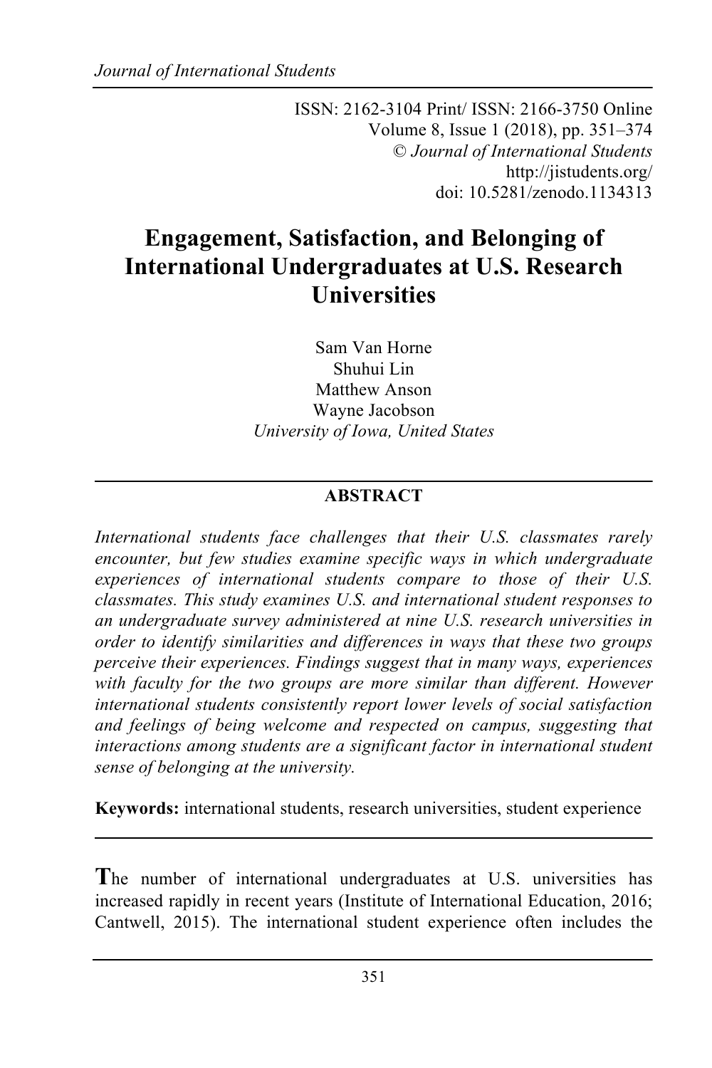ISSN: 2162-3104 Print/ ISSN: 2166-3750 Online
© *Journal of International Students*
http://jistudents.org/
doi: 10.5281/zenodo.1134313

# Engagement, Satisfaction, and Belonging of International Undergraduates at U.S. Research Universities

Sam Van Horne
Shuhui Lin
Matthew Anson
Wayne Jacobson
*University of Iowa, United States*

## ABSTRACT

*International students face challenges that their U.S. classmates rarely encounter, but few studies examine specific ways in which undergraduate experiences of international students compare to those of their U.S. classmates. This study examines U.S. and international student responses to an undergraduate survey administered at nine U.S. research universities in order to identify similarities and differences in ways that these two groups perceive their experiences. Findings suggest that in many ways, experiences with faculty for the two groups are more similar than different. However international students consistently report lower levels of social satisfaction and feelings of being welcome and respected on campus, suggesting that interactions among students are a significant factor in international student sense of belonging at the university.*

**Keywords:** international students, research universities, student experience

**T**he number of international undergraduates at U.S. universities has increased rapidly in recent years (Institute of International Education, 2016; Cantwell, 2015). The international student experience often includes the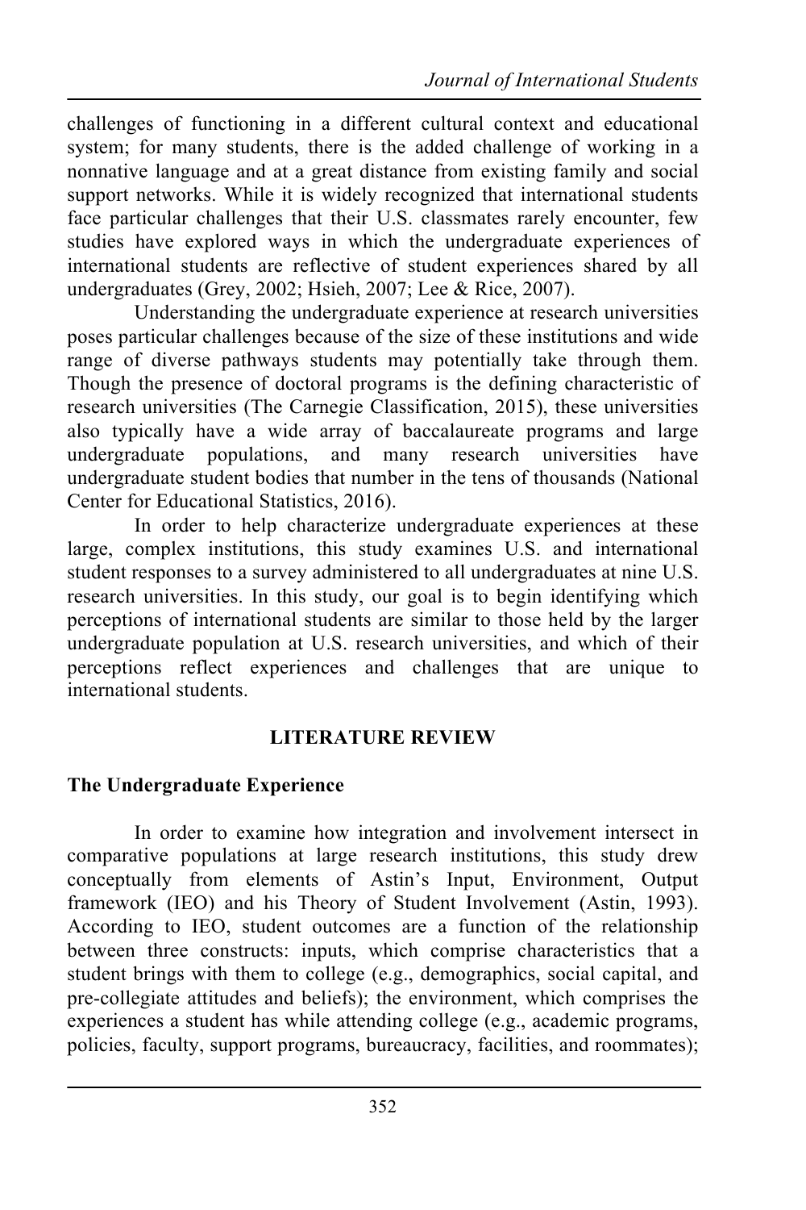challenges of functioning in a different cultural context and educational system; for many students, there is the added challenge of working in a nonnative language and at a great distance from existing family and social support networks. While it is widely recognized that international students face particular challenges that their U.S. classmates rarely encounter, few studies have explored ways in which the undergraduate experiences of international students are reflective of student experiences shared by all undergraduates (Grey, 2002; Hsieh, 2007; Lee & Rice, 2007).

Understanding the undergraduate experience at research universities poses particular challenges because of the size of these institutions and wide range of diverse pathways students may potentially take through them. Though the presence of doctoral programs is the defining characteristic of research universities (The Carnegie Classification, 2015), these universities also typically have a wide array of baccalaureate programs and large undergraduate populations, and many research universities have undergraduate student bodies that number in the tens of thousands (National Center for Educational Statistics, 2016).

In order to help characterize undergraduate experiences at these large, complex institutions, this study examines U.S. and international student responses to a survey administered to all undergraduates at nine U.S. research universities. In this study, our goal is to begin identifying which perceptions of international students are similar to those held by the larger undergraduate population at U.S. research universities, and which of their perceptions reflect experiences and challenges that are unique to international students.

## LITERATURE REVIEW

### The Undergraduate Experience

In order to examine how integration and involvement intersect in comparative populations at large research institutions, this study drew conceptually from elements of Astin's Input, Environment, Output framework (IEO) and his Theory of Student Involvement (Astin, 1993). According to IEO, student outcomes are a function of the relationship between three constructs: inputs, which comprise characteristics that a student brings with them to college (e.g., demographics, social capital, and pre-collegiate attitudes and beliefs); the environment, which comprises the experiences a student has while attending college (e.g., academic programs, policies, faculty, support programs, bureaucracy, facilities, and roommates);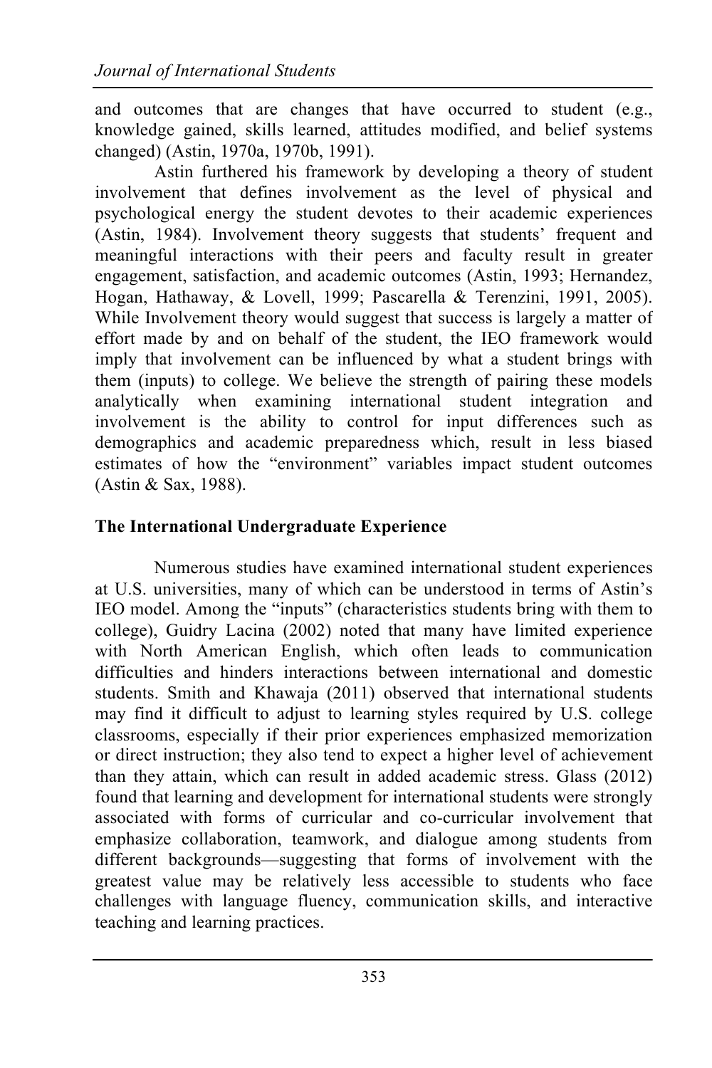and outcomes that are changes that have occurred to student (e.g., knowledge gained, skills learned, attitudes modified, and belief systems changed) (Astin, 1970a, 1970b, 1991).

Astin furthered his framework by developing a theory of student involvement that defines involvement as the level of physical and psychological energy the student devotes to their academic experiences (Astin, 1984). Involvement theory suggests that students' frequent and meaningful interactions with their peers and faculty result in greater engagement, satisfaction, and academic outcomes (Astin, 1993; Hernandez, Hogan, Hathaway, & Lovell, 1999; Pascarella & Terenzini, 1991, 2005). While Involvement theory would suggest that success is largely a matter of effort made by and on behalf of the student, the IEO framework would imply that involvement can be influenced by what a student brings with them (inputs) to college. We believe the strength of pairing these models analytically when examining international student integration and involvement is the ability to control for input differences such as demographics and academic preparedness which, result in less biased estimates of how the "environment" variables impact student outcomes (Astin & Sax, 1988).

### The International Undergraduate Experience

Numerous studies have examined international student experiences at U.S. universities, many of which can be understood in terms of Astin's IEO model. Among the "inputs" (characteristics students bring with them to college), Guidry Lacina (2002) noted that many have limited experience with North American English, which often leads to communication difficulties and hinders interactions between international and domestic students. Smith and Khawaja (2011) observed that international students may find it difficult to adjust to learning styles required by U.S. college classrooms, especially if their prior experiences emphasized memorization or direct instruction; they also tend to expect a higher level of achievement than they attain, which can result in added academic stress. Glass (2012) found that learning and development for international students were strongly associated with forms of curricular and co-curricular involvement that emphasize collaboration, teamwork, and dialogue among students from different backgrounds—suggesting that forms of involvement with the greatest value may be relatively less accessible to students who face challenges with language fluency, communication skills, and interactive teaching and learning practices.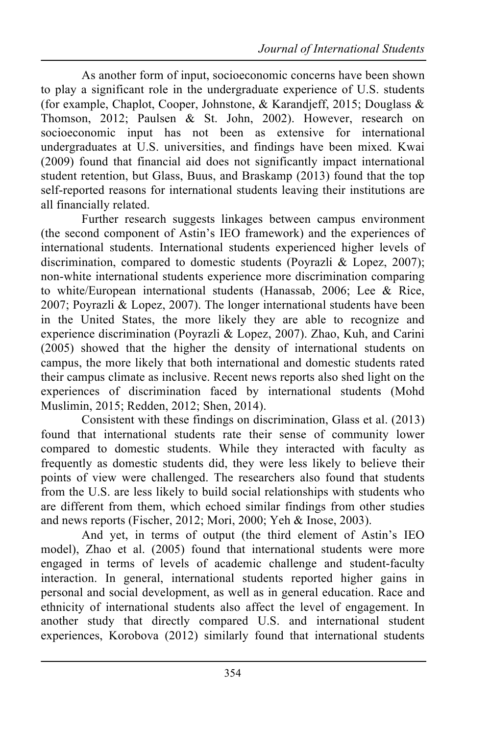As another form of input, socioeconomic concerns have been shown to play a significant role in the undergraduate experience of U.S. students (for example, Chaplot, Cooper, Johnstone, & Karandjeff, 2015; Douglass & Thomson, 2012; Paulsen & St. John, 2002). However, research on socioeconomic input has not been as extensive for international undergraduates at U.S. universities, and findings have been mixed. Kwai (2009) found that financial aid does not significantly impact international student retention, but Glass, Buus, and Braskamp (2013) found that the top self-reported reasons for international students leaving their institutions are all financially related.

Further research suggests linkages between campus environment (the second component of Astin's IEO framework) and the experiences of international students. International students experienced higher levels of discrimination, compared to domestic students (Poyrazli & Lopez, 2007); non-white international students experience more discrimination comparing to white/European international students (Hanassab, 2006; Lee & Rice, 2007; Poyrazli & Lopez, 2007). The longer international students have been in the United States, the more likely they are able to recognize and experience discrimination (Poyrazli & Lopez, 2007). Zhao, Kuh, and Carini (2005) showed that the higher the density of international students on campus, the more likely that both international and domestic students rated their campus climate as inclusive. Recent news reports also shed light on the experiences of discrimination faced by international students (Mohd Muslimin, 2015; Redden, 2012; Shen, 2014).

Consistent with these findings on discrimination, Glass et al. (2013) found that international students rate their sense of community lower compared to domestic students. While they interacted with faculty as frequently as domestic students did, they were less likely to believe their points of view were challenged. The researchers also found that students from the U.S. are less likely to build social relationships with students who are different from them, which echoed similar findings from other studies and news reports (Fischer, 2012; Mori, 2000; Yeh & Inose, 2003).

And yet, in terms of output (the third element of Astin's IEO model), Zhao et al. (2005) found that international students were more engaged in terms of levels of academic challenge and student-faculty interaction. In general, international students reported higher gains in personal and social development, as well as in general education. Race and ethnicity of international students also affect the level of engagement. In another study that directly compared U.S. and international student experiences, Korobova (2012) similarly found that international students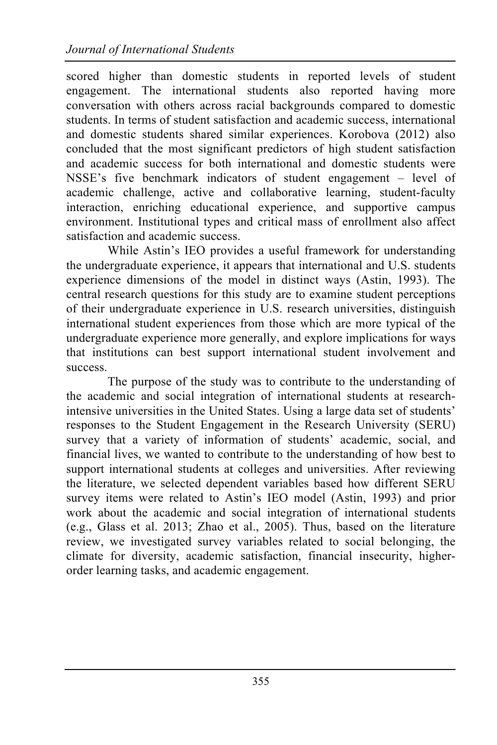scored higher than domestic students in reported levels of student engagement. The international students also reported having more conversation with others across racial backgrounds compared to domestic students. In terms of student satisfaction and academic success, international and domestic students shared similar experiences. Korobova (2012) also concluded that the most significant predictors of high student satisfaction and academic success for both international and domestic students were NSSE's five benchmark indicators of student engagement – level of academic challenge, active and collaborative learning, student-faculty interaction, enriching educational experience, and supportive campus environment. Institutional types and critical mass of enrollment also affect satisfaction and academic success.

While Astin's IEO provides a useful framework for understanding the undergraduate experience, it appears that international and U.S. students experience dimensions of the model in distinct ways (Astin, 1993). The central research questions for this study are to examine student perceptions of their undergraduate experience in U.S. research universities, distinguish international student experiences from those which are more typical of the undergraduate experience more generally, and explore implications for ways that institutions can best support international student involvement and success.

The purpose of the study was to contribute to the understanding of the academic and social integration of international students at research-intensive universities in the United States. Using a large data set of students' responses to the Student Engagement in the Research University (SERU) survey that a variety of information of students' academic, social, and financial lives, we wanted to contribute to the understanding of how best to support international students at colleges and universities. After reviewing the literature, we selected dependent variables based how different SERU survey items were related to Astin's IEO model (Astin, 1993) and prior work about the academic and social integration of international students (e.g., Glass et al. 2013; Zhao et al., 2005). Thus, based on the literature review, we investigated survey variables related to social belonging, the climate for diversity, academic satisfaction, financial insecurity, higher-order learning tasks, and academic engagement.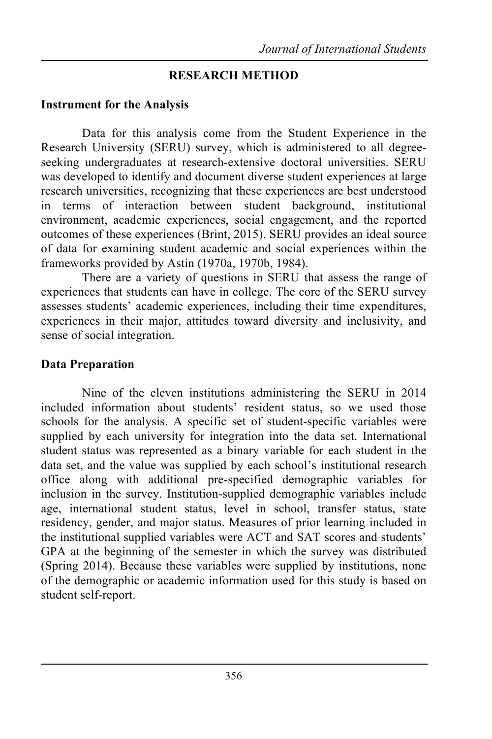## RESEARCH METHOD

### Instrument for the Analysis

Data for this analysis come from the Student Experience in the Research University (SERU) survey, which is administered to all degree-seeking undergraduates at research-extensive doctoral universities. SERU was developed to identify and document diverse student experiences at large research universities, recognizing that these experiences are best understood in terms of interaction between student background, institutional environment, academic experiences, social engagement, and the reported outcomes of these experiences (Brint, 2015). SERU provides an ideal source of data for examining student academic and social experiences within the frameworks provided by Astin (1970a, 1970b, 1984).

There are a variety of questions in SERU that assess the range of experiences that students can have in college. The core of the SERU survey assesses students' academic experiences, including their time expenditures, experiences in their major, attitudes toward diversity and inclusivity, and sense of social integration.

### Data Preparation

Nine of the eleven institutions administering the SERU in 2014 included information about students' resident status, so we used those schools for the analysis. A specific set of student-specific variables were supplied by each university for integration into the data set. International student status was represented as a binary variable for each student in the data set, and the value was supplied by each school's institutional research office along with additional pre-specified demographic variables for inclusion in the survey. Institution-supplied demographic variables include age, international student status, level in school, transfer status, state residency, gender, and major status. Measures of prior learning included in the institutional supplied variables were ACT and SAT scores and students' GPA at the beginning of the semester in which the survey was distributed (Spring 2014). Because these variables were supplied by institutions, none of the demographic or academic information used for this study is based on student self-report.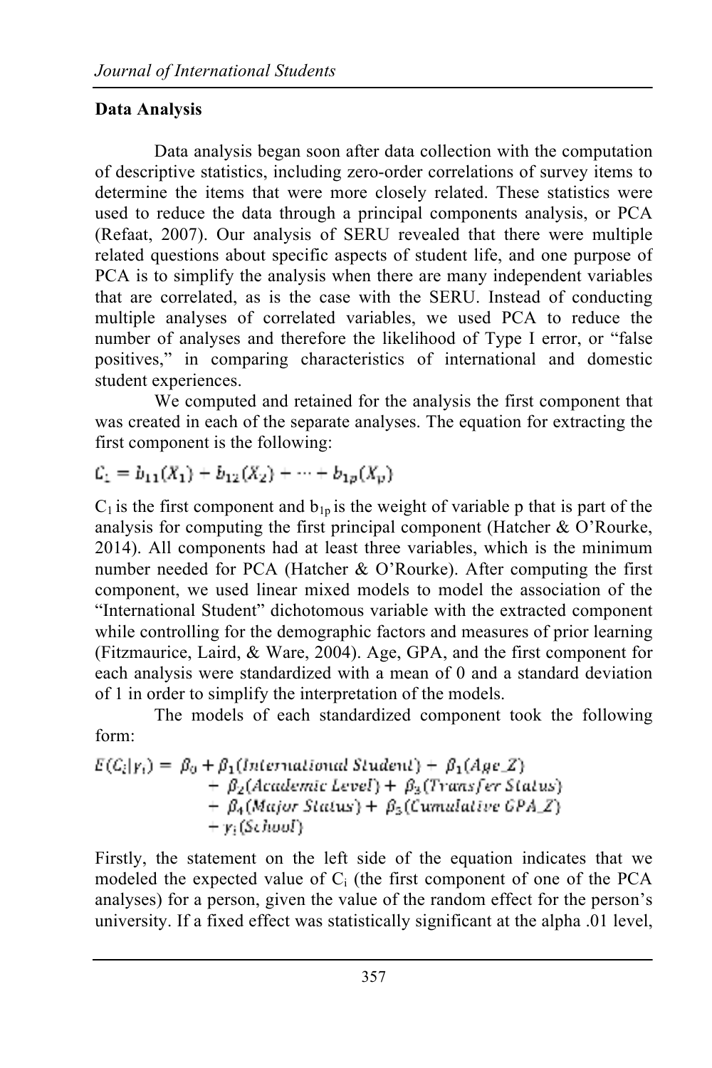### Data Analysis

Data analysis began soon after data collection with the computation of descriptive statistics, including zero-order correlations of survey items to determine the items that were more closely related. These statistics were used to reduce the data through a principal components analysis, or PCA (Refaat, 2007). Our analysis of SERU revealed that there were multiple related questions about specific aspects of student life, and one purpose of PCA is to simplify the analysis when there are many independent variables that are correlated, as is the case with the SERU. Instead of conducting multiple analyses of correlated variables, we used PCA to reduce the number of analyses and therefore the likelihood of Type I error, or "false positives," in comparing characteristics of international and domestic student experiences.

We computed and retained for the analysis the first component that was created in each of the separate analyses. The equation for extracting the first component is the following:

$$C_1 = b_{11}(X_1) + b_{12}(X_2) + \cdots + b_{1p}(X_p)$$

$C_1$ is the first component and $b_{1p}$ is the weight of variable p that is part of the analysis for computing the first principal component (Hatcher & O'Rourke, 2014). All components had at least three variables, which is the minimum number needed for PCA (Hatcher & O'Rourke). After computing the first component, we used linear mixed models to model the association of the "International Student" dichotomous variable with the extracted component while controlling for the demographic factors and measures of prior learning (Fitzmaurice, Laird, & Ware, 2004). Age, GPA, and the first component for each analysis were standardized with a mean of 0 and a standard deviation of 1 in order to simplify the interpretation of the models.

The models of each standardized component took the following form:

$$\begin{aligned} E(C_i|\gamma_i) = {} & \beta_0 + \beta_1(International\ Student) + \beta_1(Age\_Z) \\ & + \beta_2(Academic\ Level) + \beta_3(Transfer\ Status) \\ & + \beta_4(Major\ Status) + \beta_5(Cumulative\ GPA\_Z) \\ & + \gamma_i(School) \end{aligned}$$

Firstly, the statement on the left side of the equation indicates that we modeled the expected value of $C_i$ (the first component of one of the PCA analyses) for a person, given the value of the random effect for the person's university. If a fixed effect was statistically significant at the alpha .01 level,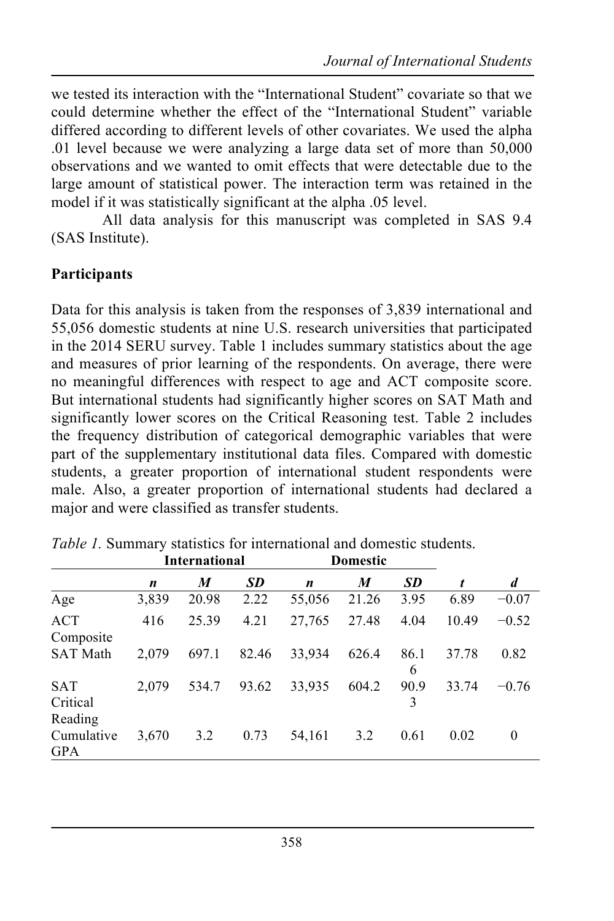we tested its interaction with the "International Student" covariate so that we could determine whether the effect of the "International Student" variable differed according to different levels of other covariates. We used the alpha .01 level because we were analyzing a large data set of more than 50,000 observations and we wanted to omit effects that were detectable due to the large amount of statistical power. The interaction term was retained in the model if it was statistically significant at the alpha .05 level.

All data analysis for this manuscript was completed in SAS 9.4 (SAS Institute).

**Participants**

Data for this analysis is taken from the responses of 3,839 international and 55,056 domestic students at nine U.S. research universities that participated in the 2014 SERU survey. Table 1 includes summary statistics about the age and measures of prior learning of the respondents. On average, there were no meaningful differences with respect to age and ACT composite score. But international students had significantly higher scores on SAT Math and significantly lower scores on the Critical Reasoning test. Table 2 includes the frequency distribution of categorical demographic variables that were part of the supplementary institutional data files. Compared with domestic students, a greater proportion of international student respondents were male. Also, a greater proportion of international students had declared a major and were classified as transfer students.

*Table 1.* Summary statistics for international and domestic students.

| | **International** | | | **Domestic** | | | | |
|---|---|---|---|---|---|---|---|---|
| | ***n*** | ***M*** | ***SD*** | ***n*** | ***M*** | ***SD*** | ***t*** | ***d*** |
| Age | 3,839 | 20.98 | 2.22 | 55,056 | 21.26 | 3.95 | 6.89 | −0.07 |
| ACT Composite | 416 | 25.39 | 4.21 | 27,765 | 27.48 | 4.04 | 10.49 | −0.52 |
| SAT Math | 2,079 | 697.1 | 82.46 | 33,934 | 626.4 | 86.16 | 37.78 | 0.82 |
| SAT Critical Reading | 2,079 | 534.7 | 93.62 | 33,935 | 604.2 | 90.93 | 33.74 | −0.76 |
| Cumulative GPA | 3,670 | 3.2 | 0.73 | 54,161 | 3.2 | 0.61 | 0.02 | 0 |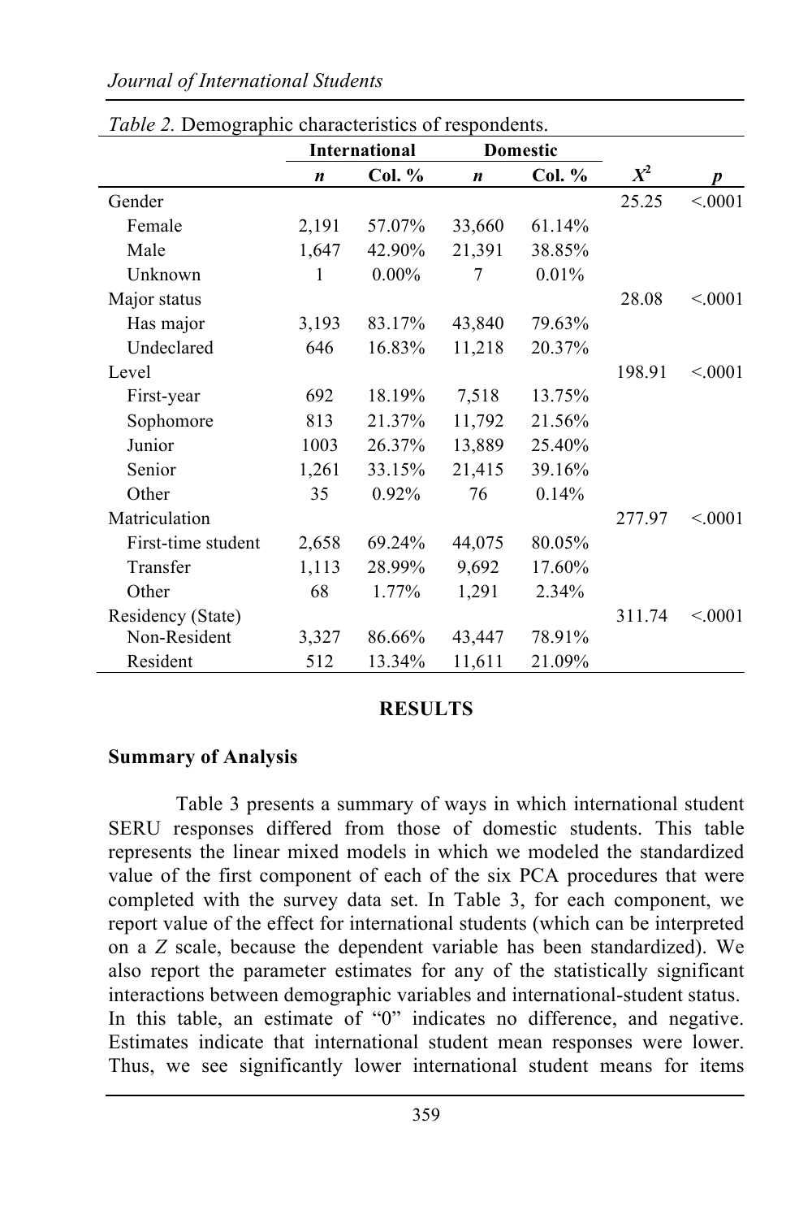*Table 2.* Demographic characteristics of respondents.

| | International | | Domestic | | | |
|---|---|---|---|---|---|---|
| | ***n*** | **Col. %** | ***n*** | **Col. %** | $X^2$ | ***p*** |
| Gender | | | | | 25.25 | <.0001 |
| Female | 2,191 | 57.07% | 33,660 | 61.14% | | |
| Male | 1,647 | 42.90% | 21,391 | 38.85% | | |
| Unknown | 1 | 0.00% | 7 | 0.01% | | |
| Major status | | | | | 28.08 | <.0001 |
| Has major | 3,193 | 83.17% | 43,840 | 79.63% | | |
| Undeclared | 646 | 16.83% | 11,218 | 20.37% | | |
| Level | | | | | 198.91 | <.0001 |
| First-year | 692 | 18.19% | 7,518 | 13.75% | | |
| Sophomore | 813 | 21.37% | 11,792 | 21.56% | | |
| Junior | 1003 | 26.37% | 13,889 | 25.40% | | |
| Senior | 1,261 | 33.15% | 21,415 | 39.16% | | |
| Other | 35 | 0.92% | 76 | 0.14% | | |
| Matriculation | | | | | 277.97 | <.0001 |
| First-time student | 2,658 | 69.24% | 44,075 | 80.05% | | |
| Transfer | 1,113 | 28.99% | 9,692 | 17.60% | | |
| Other | 68 | 1.77% | 1,291 | 2.34% | | |
| Residency (State) | | | | | 311.74 | <.0001 |
| Non-Resident | 3,327 | 86.66% | 43,447 | 78.91% | | |
| Resident | 512 | 13.34% | 11,611 | 21.09% | | |

## RESULTS

### Summary of Analysis

Table 3 presents a summary of ways in which international student SERU responses differed from those of domestic students. This table represents the linear mixed models in which we modeled the standardized value of the first component of each of the six PCA procedures that were completed with the survey data set. In Table 3, for each component, we report value of the effect for international students (which can be interpreted on a *Z* scale, because the dependent variable has been standardized). We also report the parameter estimates for any of the statistically significant interactions between demographic variables and international-student status. In this table, an estimate of "0" indicates no difference, and negative. Estimates indicate that international student mean responses were lower. Thus, we see significantly lower international student means for items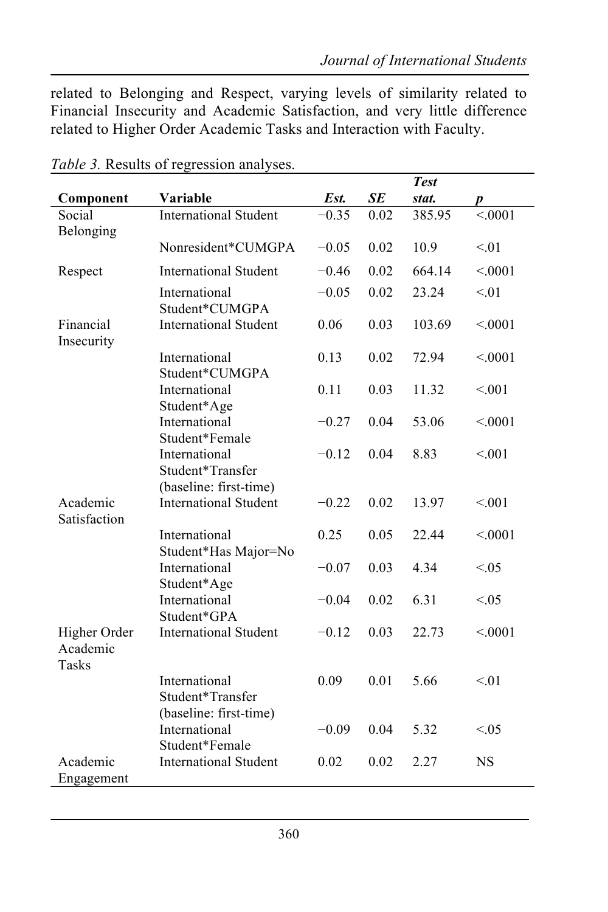related to Belonging and Respect, varying levels of similarity related to Financial Insecurity and Academic Satisfaction, and very little difference related to Higher Order Academic Tasks and Interaction with Faculty.

*Table 3.* Results of regression analyses.

| Component | Variable | *Est.* | *SE* | *Test stat.* | *p* |
|---|---|---|---|---|---|
| Social Belonging | International Student | −0.35 | 0.02 | 385.95 | <.0001 |
| | Nonresident*CUMGPA | −0.05 | 0.02 | 10.9 | <.01 |
| Respect | International Student | −0.46 | 0.02 | 664.14 | <.0001 |
| | International Student*CUMGPA | −0.05 | 0.02 | 23.24 | <.01 |
| Financial Insecurity | International Student | 0.06 | 0.03 | 103.69 | <.0001 |
| | International Student*CUMGPA | 0.13 | 0.02 | 72.94 | <.0001 |
| | International Student*Age | 0.11 | 0.03 | 11.32 | <.001 |
| | International Student*Female | −0.27 | 0.04 | 53.06 | <.0001 |
| | International Student*Transfer (baseline: first-time) | −0.12 | 0.04 | 8.83 | <.001 |
| Academic Satisfaction | International Student | −0.22 | 0.02 | 13.97 | <.001 |
| | International Student*Has Major=No | 0.25 | 0.05 | 22.44 | <.0001 |
| | International Student*Age | −0.07 | 0.03 | 4.34 | <.05 |
| | International Student*GPA | −0.04 | 0.02 | 6.31 | <.05 |
| Higher Order Academic Tasks | International Student | −0.12 | 0.03 | 22.73 | <.0001 |
| | International Student*Transfer (baseline: first-time) | 0.09 | 0.01 | 5.66 | <.01 |
| | International Student*Female | −0.09 | 0.04 | 5.32 | <.05 |
| Academic Engagement | International Student | 0.02 | 0.02 | 2.27 | NS |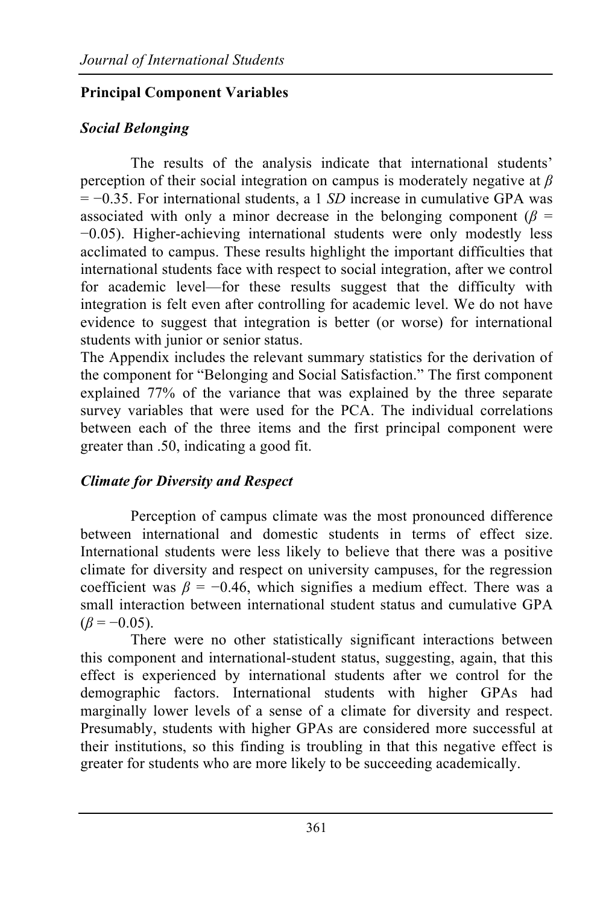### Principal Component Variables

#### *Social Belonging*

The results of the analysis indicate that international students' perception of their social integration on campus is moderately negative at $\beta = -0.35$. For international students, a 1 *SD* increase in cumulative GPA was associated with only a minor decrease in the belonging component ($\beta = -0.05$). Higher-achieving international students were only modestly less acclimated to campus. These results highlight the important difficulties that international students face with respect to social integration, after we control for academic level—for these results suggest that the difficulty with integration is felt even after controlling for academic level. We do not have evidence to suggest that integration is better (or worse) for international students with junior or senior status.

The Appendix includes the relevant summary statistics for the derivation of the component for "Belonging and Social Satisfaction." The first component explained 77% of the variance that was explained by the three separate survey variables that were used for the PCA. The individual correlations between each of the three items and the first principal component were greater than .50, indicating a good fit.

#### *Climate for Diversity and Respect*

Perception of campus climate was the most pronounced difference between international and domestic students in terms of effect size. International students were less likely to believe that there was a positive climate for diversity and respect on university campuses, for the regression coefficient was $\beta = -0.46$, which signifies a medium effect. There was a small interaction between international student status and cumulative GPA ($\beta = -0.05$).

There were no other statistically significant interactions between this component and international-student status, suggesting, again, that this effect is experienced by international students after we control for the demographic factors. International students with higher GPAs had marginally lower levels of a sense of a climate for diversity and respect. Presumably, students with higher GPAs are considered more successful at their institutions, so this finding is troubling in that this negative effect is greater for students who are more likely to be succeeding academically.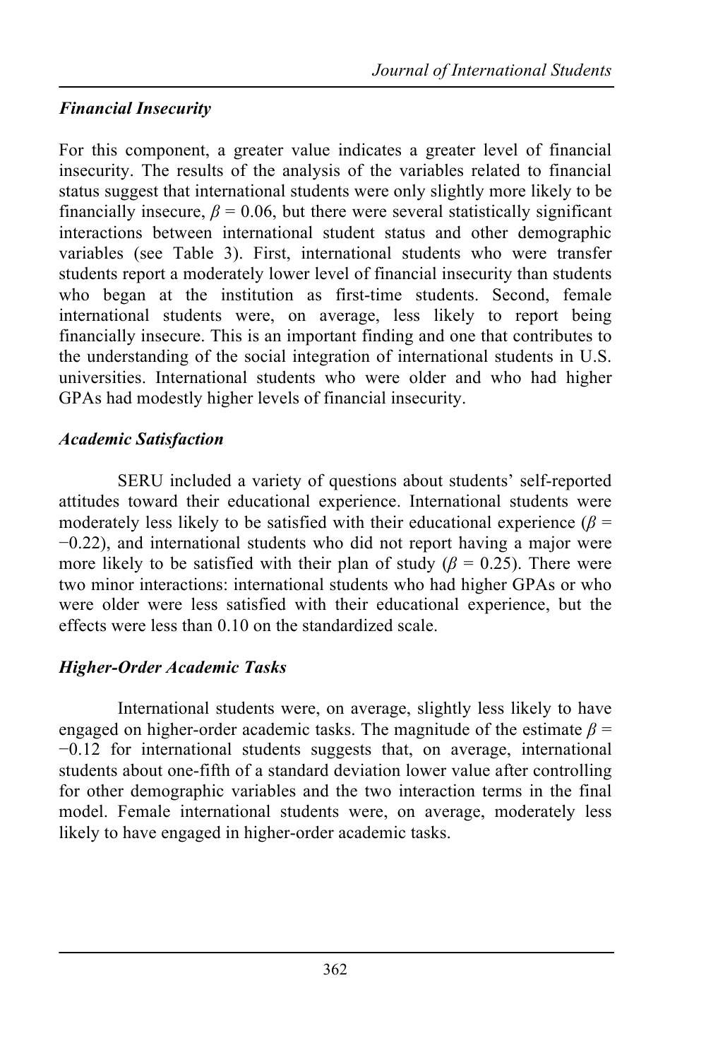### *Financial Insecurity*

For this component, a greater value indicates a greater level of financial insecurity. The results of the analysis of the variables related to financial status suggest that international students were only slightly more likely to be financially insecure, $\beta = 0.06$, but there were several statistically significant interactions between international student status and other demographic variables (see Table 3). First, international students who were transfer students report a moderately lower level of financial insecurity than students who began at the institution as first-time students. Second, female international students were, on average, less likely to report being financially insecure. This is an important finding and one that contributes to the understanding of the social integration of international students in U.S. universities. International students who were older and who had higher GPAs had modestly higher levels of financial insecurity.

### *Academic Satisfaction*

SERU included a variety of questions about students' self-reported attitudes toward their educational experience. International students were moderately less likely to be satisfied with their educational experience ($\beta = -0.22$), and international students who did not report having a major were more likely to be satisfied with their plan of study ($\beta = 0.25$). There were two minor interactions: international students who had higher GPAs or who were older were less satisfied with their educational experience, but the effects were less than 0.10 on the standardized scale.

### *Higher-Order Academic Tasks*

International students were, on average, slightly less likely to have engaged on higher-order academic tasks. The magnitude of the estimate $\beta = -0.12$ for international students suggests that, on average, international students about one-fifth of a standard deviation lower value after controlling for other demographic variables and the two interaction terms in the final model. Female international students were, on average, moderately less likely to have engaged in higher-order academic tasks.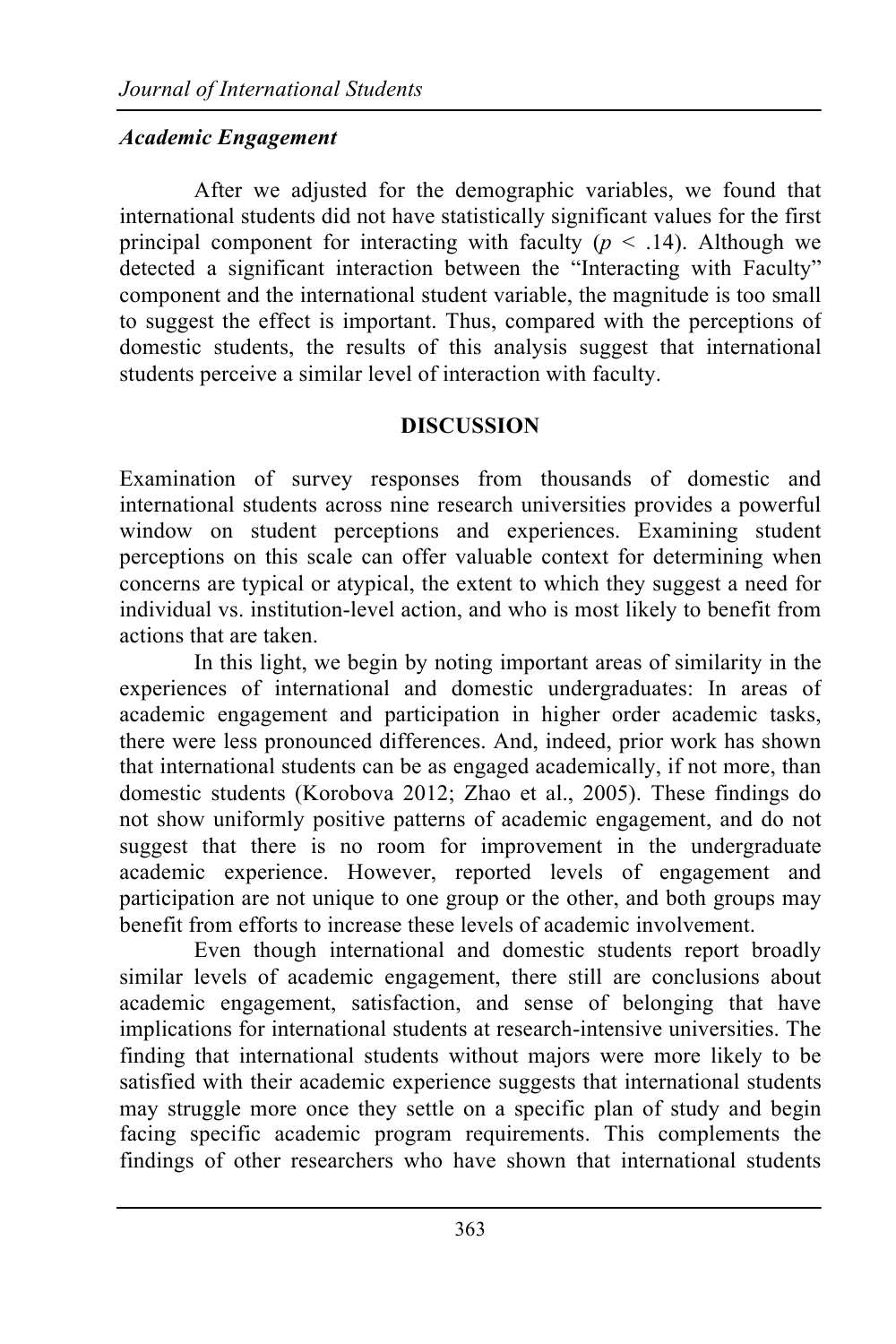### *Academic Engagement*

After we adjusted for the demographic variables, we found that international students did not have statistically significant values for the first principal component for interacting with faculty ($p < .14$). Although we detected a significant interaction between the "Interacting with Faculty" component and the international student variable, the magnitude is too small to suggest the effect is important. Thus, compared with the perceptions of domestic students, the results of this analysis suggest that international students perceive a similar level of interaction with faculty.

## DISCUSSION

Examination of survey responses from thousands of domestic and international students across nine research universities provides a powerful window on student perceptions and experiences. Examining student perceptions on this scale can offer valuable context for determining when concerns are typical or atypical, the extent to which they suggest a need for individual vs. institution-level action, and who is most likely to benefit from actions that are taken.

In this light, we begin by noting important areas of similarity in the experiences of international and domestic undergraduates: In areas of academic engagement and participation in higher order academic tasks, there were less pronounced differences. And, indeed, prior work has shown that international students can be as engaged academically, if not more, than domestic students (Korobova 2012; Zhao et al., 2005). These findings do not show uniformly positive patterns of academic engagement, and do not suggest that there is no room for improvement in the undergraduate academic experience. However, reported levels of engagement and participation are not unique to one group or the other, and both groups may benefit from efforts to increase these levels of academic involvement.

Even though international and domestic students report broadly similar levels of academic engagement, there still are conclusions about academic engagement, satisfaction, and sense of belonging that have implications for international students at research-intensive universities. The finding that international students without majors were more likely to be satisfied with their academic experience suggests that international students may struggle more once they settle on a specific plan of study and begin facing specific academic program requirements. This complements the findings of other researchers who have shown that international students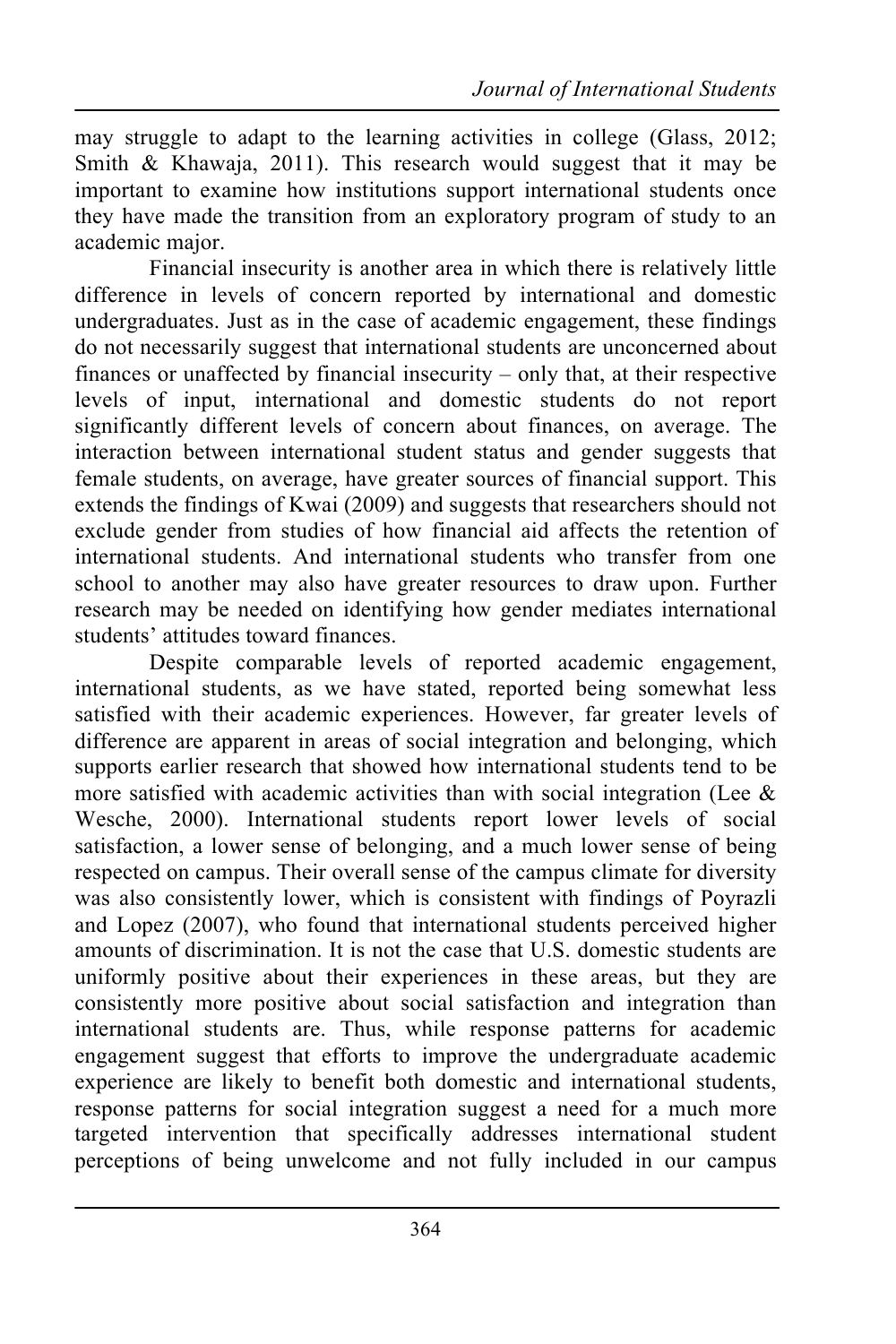may struggle to adapt to the learning activities in college (Glass, 2012; Smith & Khawaja, 2011). This research would suggest that it may be important to examine how institutions support international students once they have made the transition from an exploratory program of study to an academic major.

Financial insecurity is another area in which there is relatively little difference in levels of concern reported by international and domestic undergraduates. Just as in the case of academic engagement, these findings do not necessarily suggest that international students are unconcerned about finances or unaffected by financial insecurity – only that, at their respective levels of input, international and domestic students do not report significantly different levels of concern about finances, on average. The interaction between international student status and gender suggests that female students, on average, have greater sources of financial support. This extends the findings of Kwai (2009) and suggests that researchers should not exclude gender from studies of how financial aid affects the retention of international students. And international students who transfer from one school to another may also have greater resources to draw upon. Further research may be needed on identifying how gender mediates international students' attitudes toward finances.

Despite comparable levels of reported academic engagement, international students, as we have stated, reported being somewhat less satisfied with their academic experiences. However, far greater levels of difference are apparent in areas of social integration and belonging, which supports earlier research that showed how international students tend to be more satisfied with academic activities than with social integration (Lee & Wesche, 2000). International students report lower levels of social satisfaction, a lower sense of belonging, and a much lower sense of being respected on campus. Their overall sense of the campus climate for diversity was also consistently lower, which is consistent with findings of Poyrazli and Lopez (2007), who found that international students perceived higher amounts of discrimination. It is not the case that U.S. domestic students are uniformly positive about their experiences in these areas, but they are consistently more positive about social satisfaction and integration than international students are. Thus, while response patterns for academic engagement suggest that efforts to improve the undergraduate academic experience are likely to benefit both domestic and international students, response patterns for social integration suggest a need for a much more targeted intervention that specifically addresses international student perceptions of being unwelcome and not fully included in our campus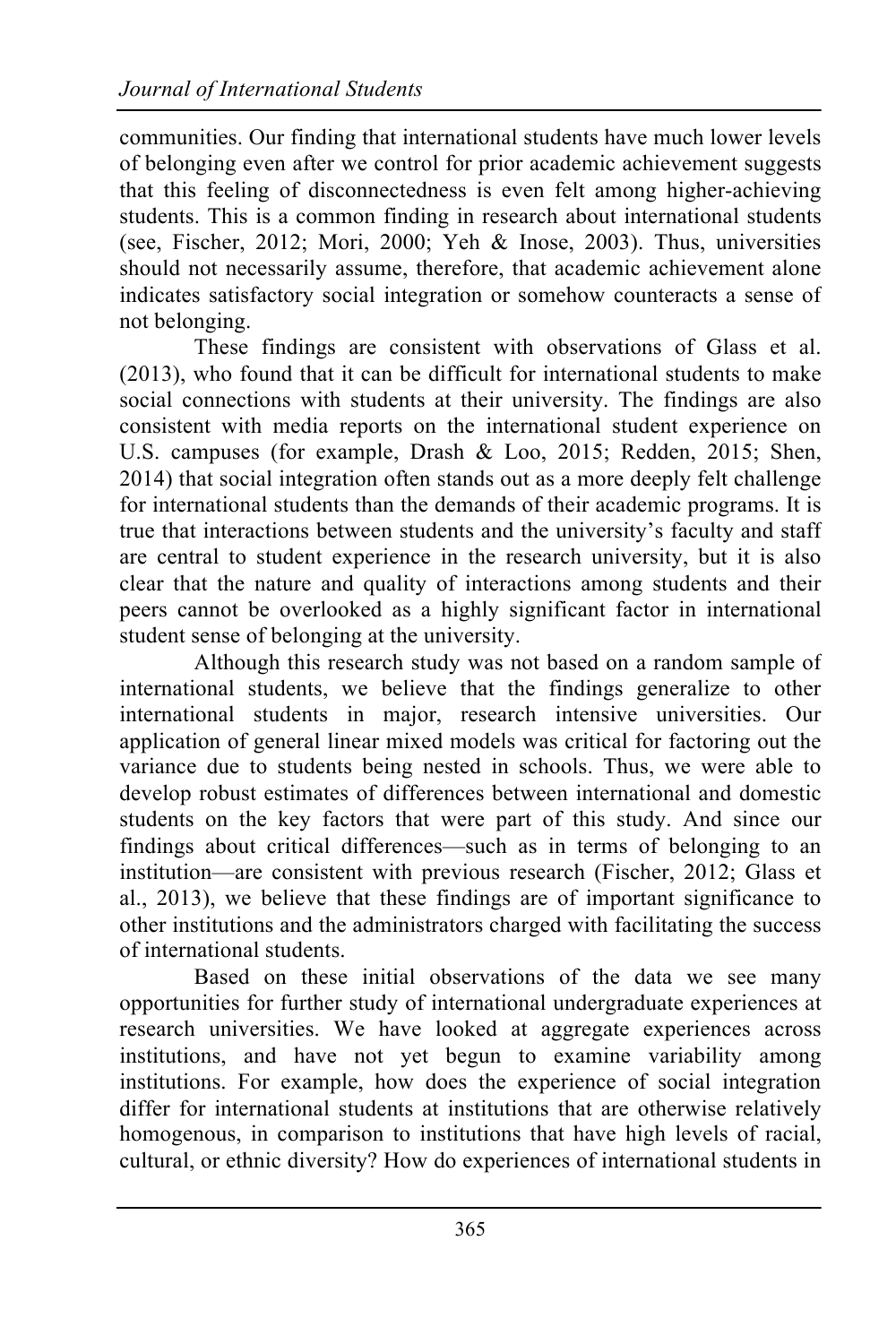communities. Our finding that international students have much lower levels of belonging even after we control for prior academic achievement suggests that this feeling of disconnectedness is even felt among higher-achieving students. This is a common finding in research about international students (see, Fischer, 2012; Mori, 2000; Yeh & Inose, 2003). Thus, universities should not necessarily assume, therefore, that academic achievement alone indicates satisfactory social integration or somehow counteracts a sense of not belonging.

These findings are consistent with observations of Glass et al. (2013), who found that it can be difficult for international students to make social connections with students at their university. The findings are also consistent with media reports on the international student experience on U.S. campuses (for example, Drash & Loo, 2015; Redden, 2015; Shen, 2014) that social integration often stands out as a more deeply felt challenge for international students than the demands of their academic programs. It is true that interactions between students and the university's faculty and staff are central to student experience in the research university, but it is also clear that the nature and quality of interactions among students and their peers cannot be overlooked as a highly significant factor in international student sense of belonging at the university.

Although this research study was not based on a random sample of international students, we believe that the findings generalize to other international students in major, research intensive universities. Our application of general linear mixed models was critical for factoring out the variance due to students being nested in schools. Thus, we were able to develop robust estimates of differences between international and domestic students on the key factors that were part of this study. And since our findings about critical differences—such as in terms of belonging to an institution—are consistent with previous research (Fischer, 2012; Glass et al., 2013), we believe that these findings are of important significance to other institutions and the administrators charged with facilitating the success of international students.

Based on these initial observations of the data we see many opportunities for further study of international undergraduate experiences at research universities. We have looked at aggregate experiences across institutions, and have not yet begun to examine variability among institutions. For example, how does the experience of social integration differ for international students at institutions that are otherwise relatively homogenous, in comparison to institutions that have high levels of racial, cultural, or ethnic diversity? How do experiences of international students in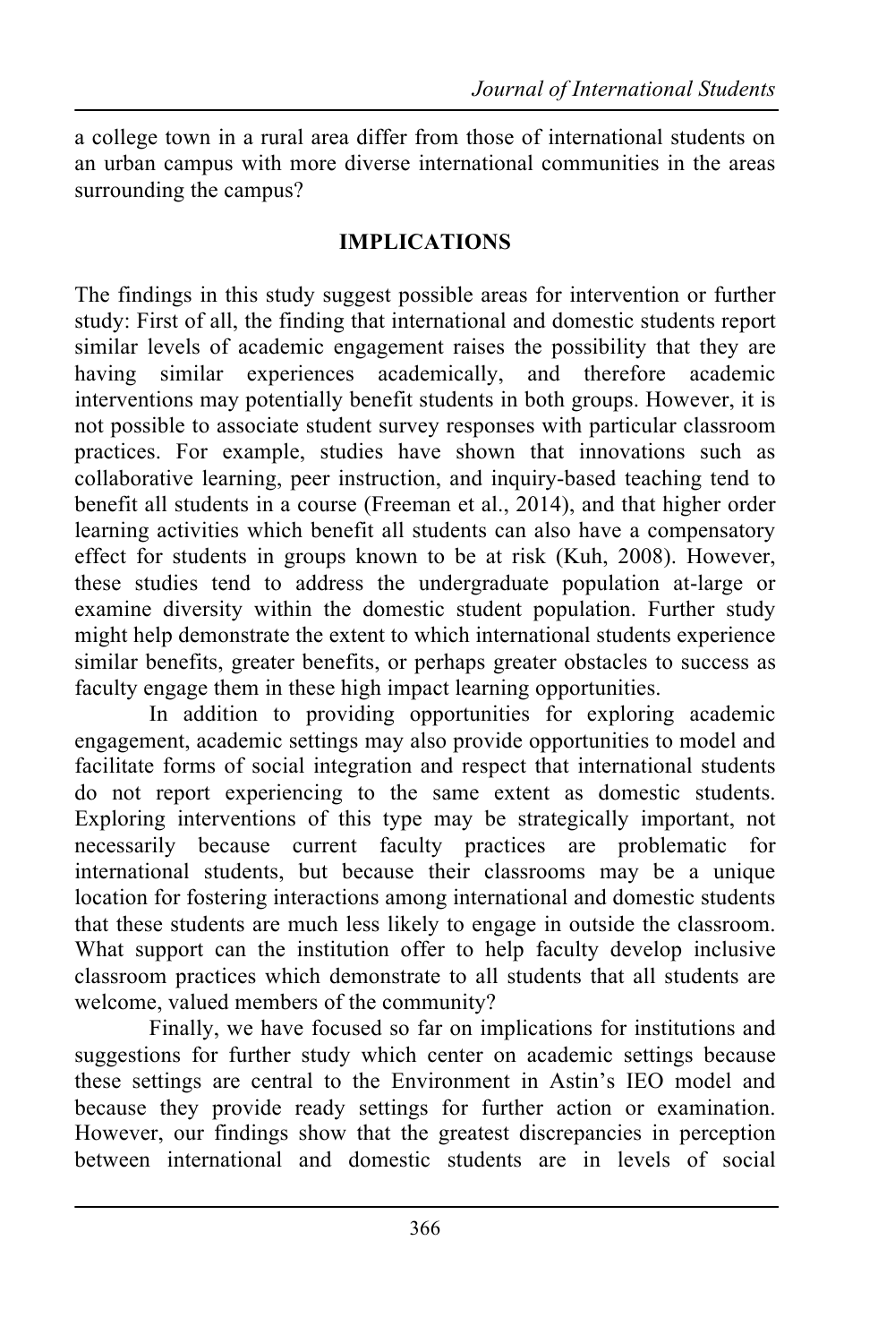a college town in a rural area differ from those of international students on an urban campus with more diverse international communities in the areas surrounding the campus?

## IMPLICATIONS

The findings in this study suggest possible areas for intervention or further study: First of all, the finding that international and domestic students report similar levels of academic engagement raises the possibility that they are having similar experiences academically, and therefore academic interventions may potentially benefit students in both groups. However, it is not possible to associate student survey responses with particular classroom practices. For example, studies have shown that innovations such as collaborative learning, peer instruction, and inquiry-based teaching tend to benefit all students in a course (Freeman et al., 2014), and that higher order learning activities which benefit all students can also have a compensatory effect for students in groups known to be at risk (Kuh, 2008). However, these studies tend to address the undergraduate population at-large or examine diversity within the domestic student population. Further study might help demonstrate the extent to which international students experience similar benefits, greater benefits, or perhaps greater obstacles to success as faculty engage them in these high impact learning opportunities.

In addition to providing opportunities for exploring academic engagement, academic settings may also provide opportunities to model and facilitate forms of social integration and respect that international students do not report experiencing to the same extent as domestic students. Exploring interventions of this type may be strategically important, not necessarily because current faculty practices are problematic for international students, but because their classrooms may be a unique location for fostering interactions among international and domestic students that these students are much less likely to engage in outside the classroom. What support can the institution offer to help faculty develop inclusive classroom practices which demonstrate to all students that all students are welcome, valued members of the community?

Finally, we have focused so far on implications for institutions and suggestions for further study which center on academic settings because these settings are central to the Environment in Astin's IEO model and because they provide ready settings for further action or examination. However, our findings show that the greatest discrepancies in perception between international and domestic students are in levels of social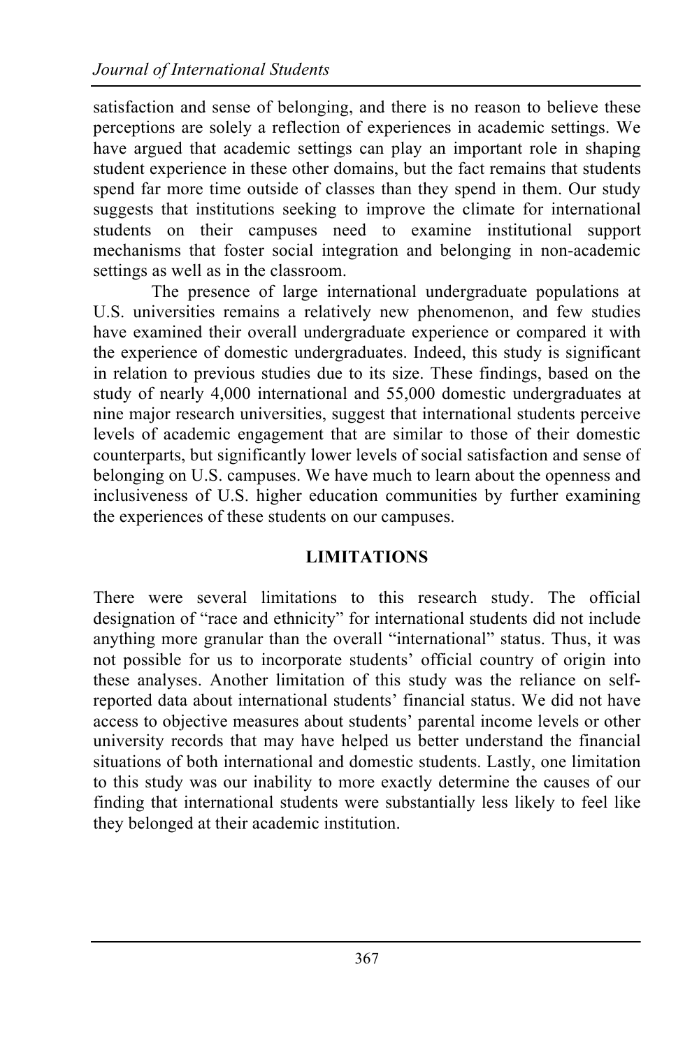satisfaction and sense of belonging, and there is no reason to believe these perceptions are solely a reflection of experiences in academic settings. We have argued that academic settings can play an important role in shaping student experience in these other domains, but the fact remains that students spend far more time outside of classes than they spend in them. Our study suggests that institutions seeking to improve the climate for international students on their campuses need to examine institutional support mechanisms that foster social integration and belonging in non-academic settings as well as in the classroom.

The presence of large international undergraduate populations at U.S. universities remains a relatively new phenomenon, and few studies have examined their overall undergraduate experience or compared it with the experience of domestic undergraduates. Indeed, this study is significant in relation to previous studies due to its size. These findings, based on the study of nearly 4,000 international and 55,000 domestic undergraduates at nine major research universities, suggest that international students perceive levels of academic engagement that are similar to those of their domestic counterparts, but significantly lower levels of social satisfaction and sense of belonging on U.S. campuses. We have much to learn about the openness and inclusiveness of U.S. higher education communities by further examining the experiences of these students on our campuses.

## LIMITATIONS

There were several limitations to this research study. The official designation of "race and ethnicity" for international students did not include anything more granular than the overall "international" status. Thus, it was not possible for us to incorporate students' official country of origin into these analyses. Another limitation of this study was the reliance on self-reported data about international students' financial status. We did not have access to objective measures about students' parental income levels or other university records that may have helped us better understand the financial situations of both international and domestic students. Lastly, one limitation to this study was our inability to more exactly determine the causes of our finding that international students were substantially less likely to feel like they belonged at their academic institution.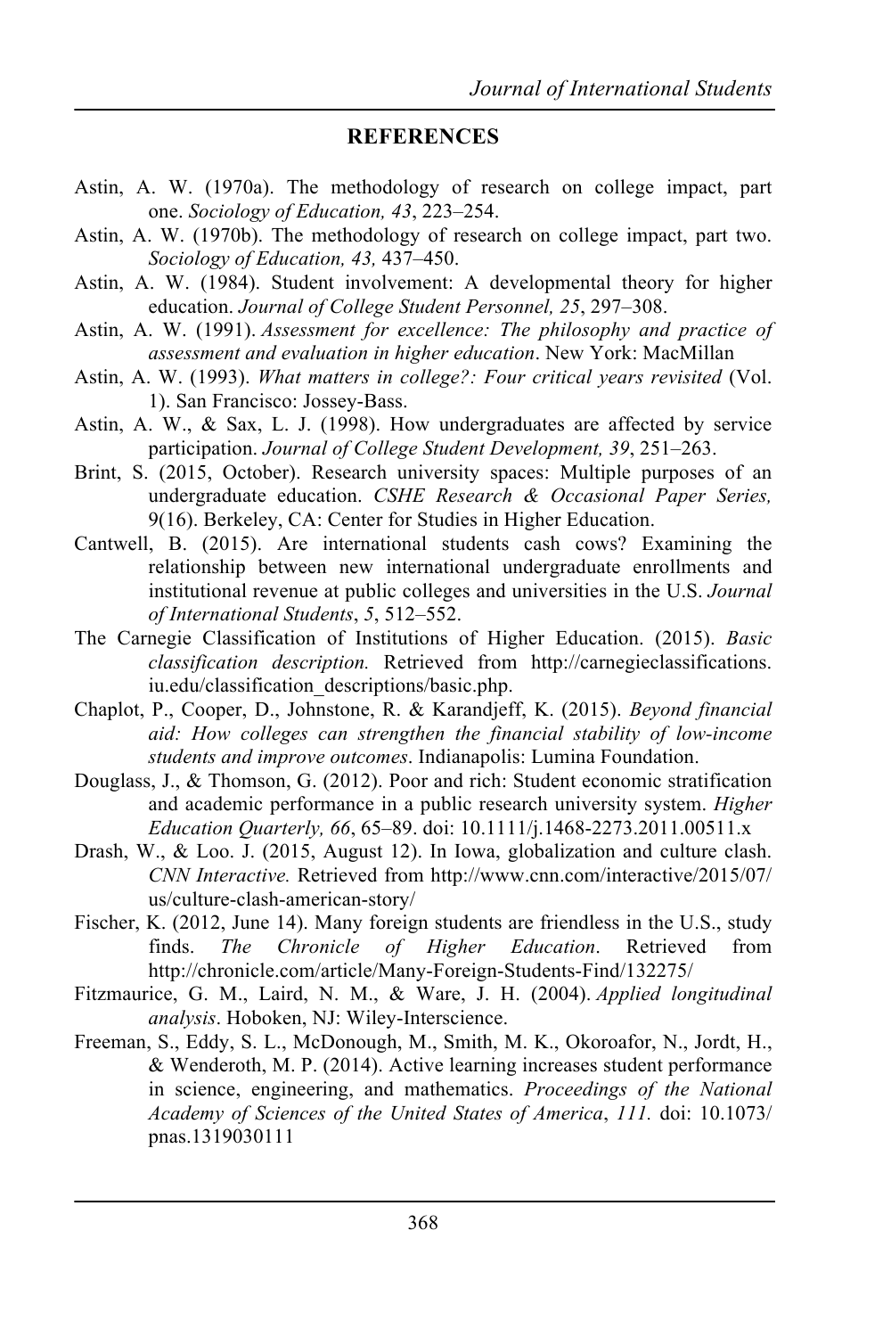## REFERENCES

Astin, A. W. (1970a). The methodology of research on college impact, part one. *Sociology of Education, 43*, 223–254.

Astin, A. W. (1970b). The methodology of research on college impact, part two. *Sociology of Education, 43,* 437–450.

Astin, A. W. (1984). Student involvement: A developmental theory for higher education. *Journal of College Student Personnel, 25*, 297–308.

Astin, A. W. (1991). *Assessment for excellence: The philosophy and practice of assessment and evaluation in higher education*. New York: MacMillan

Astin, A. W. (1993). *What matters in college?: Four critical years revisited* (Vol. 1). San Francisco: Jossey-Bass.

Astin, A. W., & Sax, L. J. (1998). How undergraduates are affected by service participation. *Journal of College Student Development, 39*, 251–263.

Brint, S. (2015, October). Research university spaces: Multiple purposes of an undergraduate education. *CSHE Research & Occasional Paper Series,* 9(16). Berkeley, CA: Center for Studies in Higher Education.

Cantwell, B. (2015). Are international students cash cows? Examining the relationship between new international undergraduate enrollments and institutional revenue at public colleges and universities in the U.S. *Journal of International Students*, *5*, 512–552.

The Carnegie Classification of Institutions of Higher Education. (2015). *Basic classification description.* Retrieved from http://carnegieclassifications.iu.edu/classification_descriptions/basic.php.

Chaplot, P., Cooper, D., Johnstone, R. & Karandjeff, K. (2015). *Beyond financial aid: How colleges can strengthen the financial stability of low-income students and improve outcomes*. Indianapolis: Lumina Foundation.

Douglass, J., & Thomson, G. (2012). Poor and rich: Student economic stratification and academic performance in a public research university system. *Higher Education Quarterly, 66*, 65–89. doi: 10.1111/j.1468-2273.2011.00511.x

Drash, W., & Loo. J. (2015, August 12). In Iowa, globalization and culture clash. *CNN Interactive.* Retrieved from http://www.cnn.com/interactive/2015/07/us/culture-clash-american-story/

Fischer, K. (2012, June 14). Many foreign students are friendless in the U.S., study finds. *The Chronicle of Higher Education*. Retrieved from http://chronicle.com/article/Many-Foreign-Students-Find/132275/

Fitzmaurice, G. M., Laird, N. M., & Ware, J. H. (2004). *Applied longitudinal analysis*. Hoboken, NJ: Wiley-Interscience.

Freeman, S., Eddy, S. L., McDonough, M., Smith, M. K., Okoroafor, N., Jordt, H., & Wenderoth, M. P. (2014). Active learning increases student performance in science, engineering, and mathematics. *Proceedings of the National Academy of Sciences of the United States of America*, *111.* doi: 10.1073/pnas.1319030111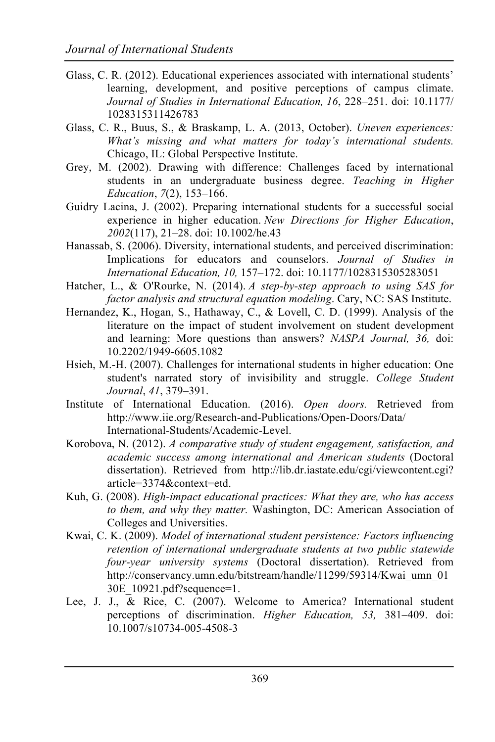Glass, C. R. (2012). Educational experiences associated with international students' learning, development, and positive perceptions of campus climate. *Journal of Studies in International Education, 16*, 228–251. doi: 10.1177/1028315311426783

Glass, C. R., Buus, S., & Braskamp, L. A. (2013, October). *Uneven experiences: What's missing and what matters for today's international students.* Chicago, IL: Global Perspective Institute.

Grey, M. (2002). Drawing with difference: Challenges faced by international students in an undergraduate business degree. *Teaching in Higher Education*, *7*(2), 153–166.

Guidry Lacina, J. (2002). Preparing international students for a successful social experience in higher education. *New Directions for Higher Education*, *2002*(117), 21–28. doi: 10.1002/he.43

Hanassab, S. (2006). Diversity, international students, and perceived discrimination: Implications for educators and counselors. *Journal of Studies in International Education, 10,* 157–172. doi: 10.1177/1028315305283051

Hatcher, L., & O'Rourke, N. (2014). *A step-by-step approach to using SAS for factor analysis and structural equation modeling*. Cary, NC: SAS Institute.

Hernandez, K., Hogan, S., Hathaway, C., & Lovell, C. D. (1999). Analysis of the literature on the impact of student involvement on student development and learning: More questions than answers? *NASPA Journal, 36,* doi: 10.2202/1949-6605.1082

Hsieh, M.-H. (2007). Challenges for international students in higher education: One student's narrated story of invisibility and struggle. *College Student Journal*, *41*, 379–391.

Institute of International Education. (2016). *Open doors.* Retrieved from http://www.iie.org/Research-and-Publications/Open-Doors/Data/International-Students/Academic-Level.

Korobova, N. (2012). *A comparative study of student engagement, satisfaction, and academic success among international and American students* (Doctoral dissertation). Retrieved from http://lib.dr.iastate.edu/cgi/viewcontent.cgi?article=3374&context=etd.

Kuh, G. (2008). *High-impact educational practices: What they are, who has access to them, and why they matter.* Washington, DC: American Association of Colleges and Universities.

Kwai, C. K. (2009). *Model of international student persistence: Factors influencing retention of international undergraduate students at two public statewide four-year university systems* (Doctoral dissertation). Retrieved from http://conservancy.umn.edu/bitstream/handle/11299/59314/Kwai_umn_0130E_10921.pdf?sequence=1.

Lee, J. J., & Rice, C. (2007). Welcome to America? International student perceptions of discrimination. *Higher Education, 53,* 381–409. doi: 10.1007/s10734-005-4508-3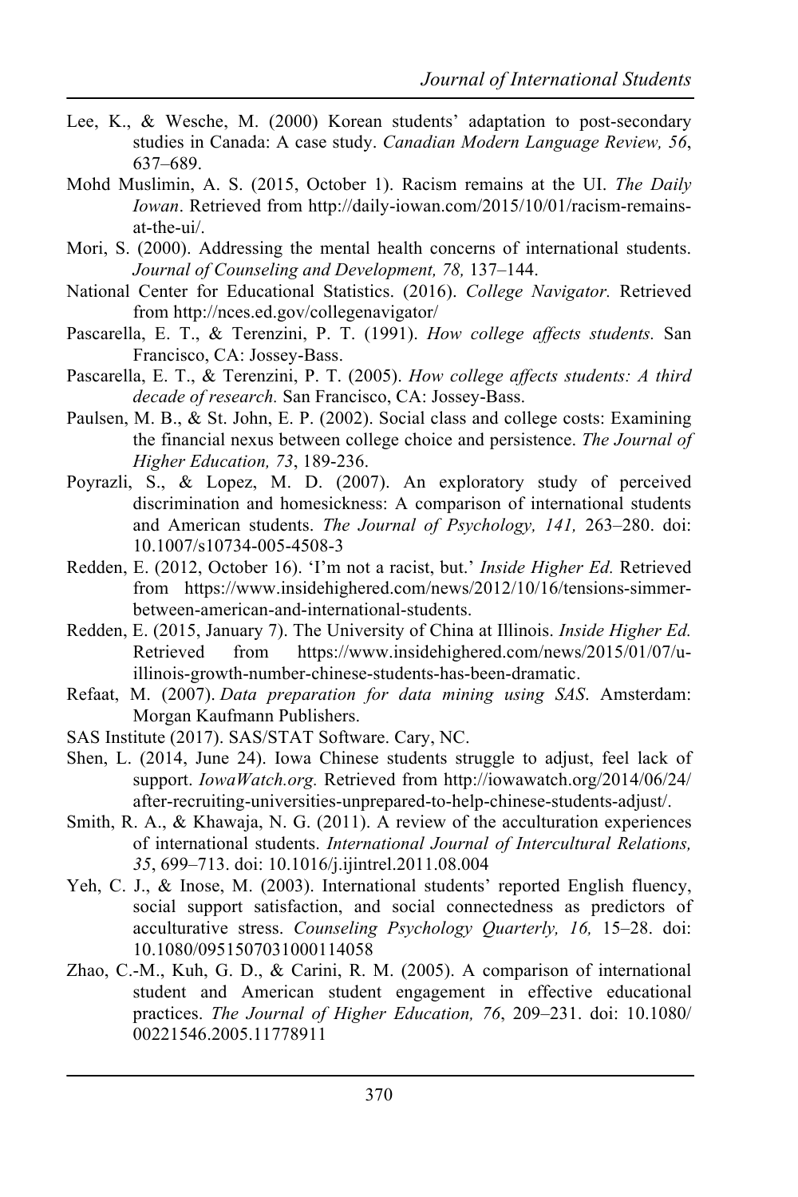Lee, K., & Wesche, M. (2000) Korean students' adaptation to post-secondary studies in Canada: A case study. *Canadian Modern Language Review, 56*, 637–689.

Mohd Muslimin, A. S. (2015, October 1). Racism remains at the UI. *The Daily Iowan*. Retrieved from http://daily-iowan.com/2015/10/01/racism-remains-at-the-ui/.

Mori, S. (2000). Addressing the mental health concerns of international students. *Journal of Counseling and Development, 78,* 137–144.

National Center for Educational Statistics. (2016). *College Navigator.* Retrieved from http://nces.ed.gov/collegenavigator/

Pascarella, E. T., & Terenzini, P. T. (1991). *How college affects students.* San Francisco, CA: Jossey-Bass.

Pascarella, E. T., & Terenzini, P. T. (2005). *How college affects students: A third decade of research.* San Francisco, CA: Jossey-Bass.

Paulsen, M. B., & St. John, E. P. (2002). Social class and college costs: Examining the financial nexus between college choice and persistence. *The Journal of Higher Education, 73*, 189-236.

Poyrazli, S., & Lopez, M. D. (2007). An exploratory study of perceived discrimination and homesickness: A comparison of international students and American students. *The Journal of Psychology, 141,* 263–280. doi: 10.1007/s10734-005-4508-3

Redden, E. (2012, October 16). 'I'm not a racist, but.' *Inside Higher Ed.* Retrieved from https://www.insidehighered.com/news/2012/10/16/tensions-simmer-between-american-and-international-students.

Redden, E. (2015, January 7). The University of China at Illinois. *Inside Higher Ed.* Retrieved from https://www.insidehighered.com/news/2015/01/07/u-illinois-growth-number-chinese-students-has-been-dramatic.

Refaat, M. (2007). *Data preparation for data mining using SAS.* Amsterdam: Morgan Kaufmann Publishers.

SAS Institute (2017). SAS/STAT Software. Cary, NC.

Shen, L. (2014, June 24). Iowa Chinese students struggle to adjust, feel lack of support. *IowaWatch.org.* Retrieved from http://iowawatch.org/2014/06/24/after-recruiting-universities-unprepared-to-help-chinese-students-adjust/.

Smith, R. A., & Khawaja, N. G. (2011). A review of the acculturation experiences of international students. *International Journal of Intercultural Relations, 35*, 699–713. doi: 10.1016/j.ijintrel.2011.08.004

Yeh, C. J., & Inose, M. (2003). International students' reported English fluency, social support satisfaction, and social connectedness as predictors of acculturative stress. *Counseling Psychology Quarterly, 16,* 15–28. doi: 10.1080/0951507031000114058

Zhao, C.-M., Kuh, G. D., & Carini, R. M. (2005). A comparison of international student and American student engagement in effective educational practices. *The Journal of Higher Education, 76*, 209–231. doi: 10.1080/00221546.2005.11778911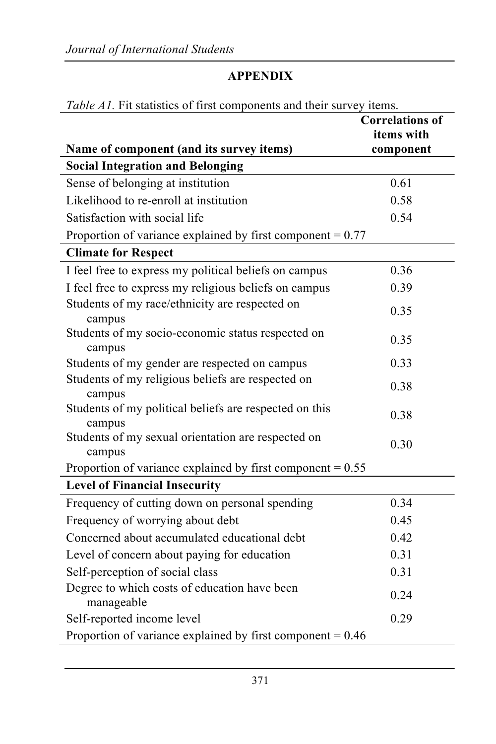## APPENDIX

*Table A1*. Fit statistics of first components and their survey items.

| Name of component (and its survey items) | Correlations of items with component |
|---|---|
| **Social Integration and Belonging** | |
| Sense of belonging at institution | 0.61 |
| Likelihood to re-enroll at institution | 0.58 |
| Satisfaction with social life | 0.54 |
| Proportion of variance explained by first component = 0.77 | |
| **Climate for Respect** | |
| I feel free to express my political beliefs on campus | 0.36 |
| I feel free to express my religious beliefs on campus | 0.39 |
| Students of my race/ethnicity are respected on campus | 0.35 |
| Students of my socio-economic status respected on campus | 0.35 |
| Students of my gender are respected on campus | 0.33 |
| Students of my religious beliefs are respected on campus | 0.38 |
| Students of my political beliefs are respected on this campus | 0.38 |
| Students of my sexual orientation are respected on campus | 0.30 |
| Proportion of variance explained by first component = 0.55 | |
| **Level of Financial Insecurity** | |
| Frequency of cutting down on personal spending | 0.34 |
| Frequency of worrying about debt | 0.45 |
| Concerned about accumulated educational debt | 0.42 |
| Level of concern about paying for education | 0.31 |
| Self-perception of social class | 0.31 |
| Degree to which costs of education have been manageable | 0.24 |
| Self-reported income level | 0.29 |
| Proportion of variance explained by first component = 0.46 | |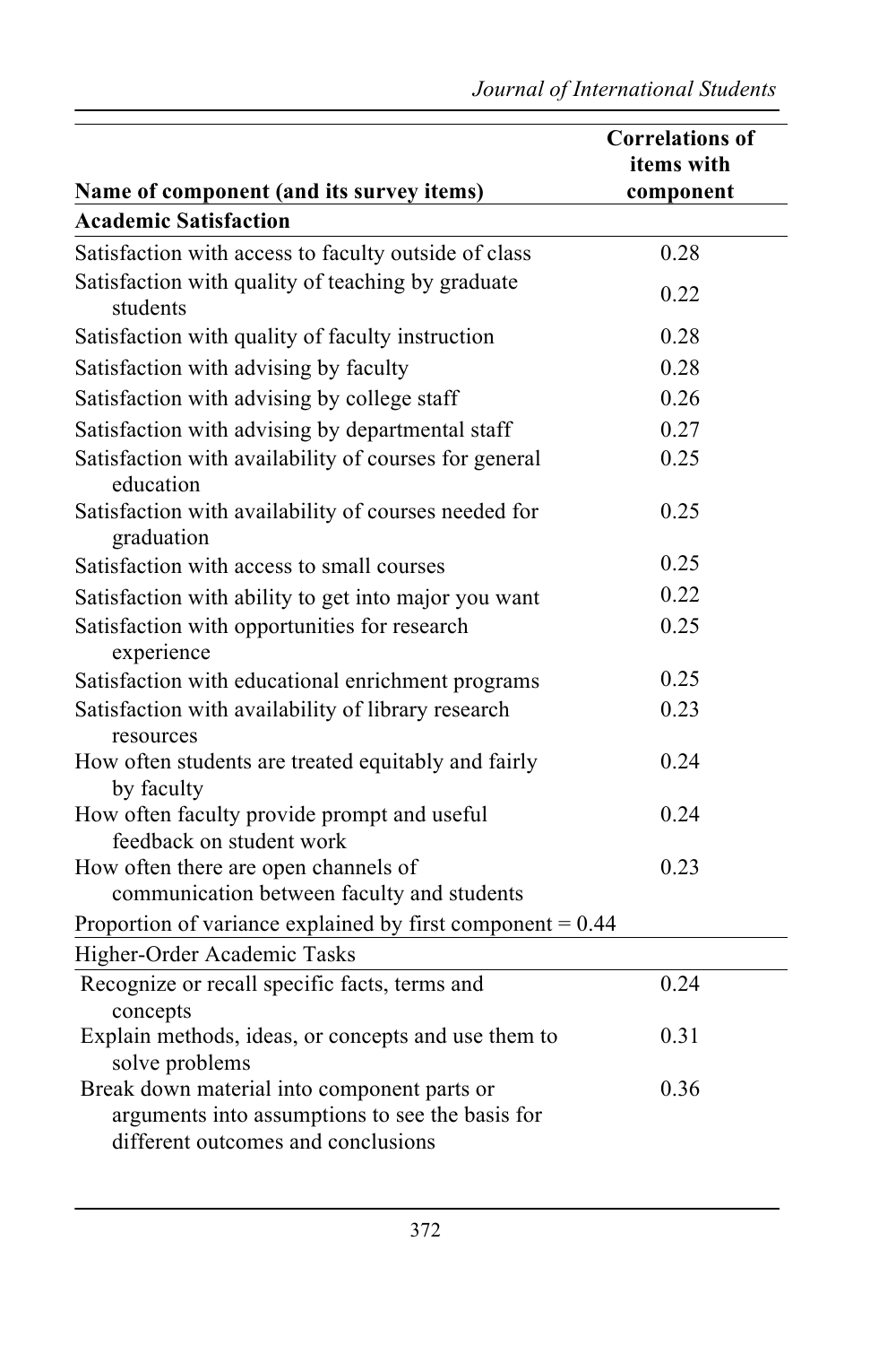| Name of component (and its survey items) | Correlations of items with component |
|---|---|
| **Academic Satisfaction** | |
| Satisfaction with access to faculty outside of class | 0.28 |
| Satisfaction with quality of teaching by graduate students | 0.22 |
| Satisfaction with quality of faculty instruction | 0.28 |
| Satisfaction with advising by faculty | 0.28 |
| Satisfaction with advising by college staff | 0.26 |
| Satisfaction with advising by departmental staff | 0.27 |
| Satisfaction with availability of courses for general education | 0.25 |
| Satisfaction with availability of courses needed for graduation | 0.25 |
| Satisfaction with access to small courses | 0.25 |
| Satisfaction with ability to get into major you want | 0.22 |
| Satisfaction with opportunities for research experience | 0.25 |
| Satisfaction with educational enrichment programs | 0.25 |
| Satisfaction with availability of library research resources | 0.23 |
| How often students are treated equitably and fairly by faculty | 0.24 |
| How often faculty provide prompt and useful feedback on student work | 0.24 |
| How often there are open channels of communication between faculty and students | 0.23 |
| Proportion of variance explained by first component = 0.44 | |
| Higher-Order Academic Tasks | |
| Recognize or recall specific facts, terms and concepts | 0.24 |
| Explain methods, ideas, or concepts and use them to solve problems | 0.31 |
| Break down material into component parts or arguments into assumptions to see the basis for different outcomes and conclusions | 0.36 |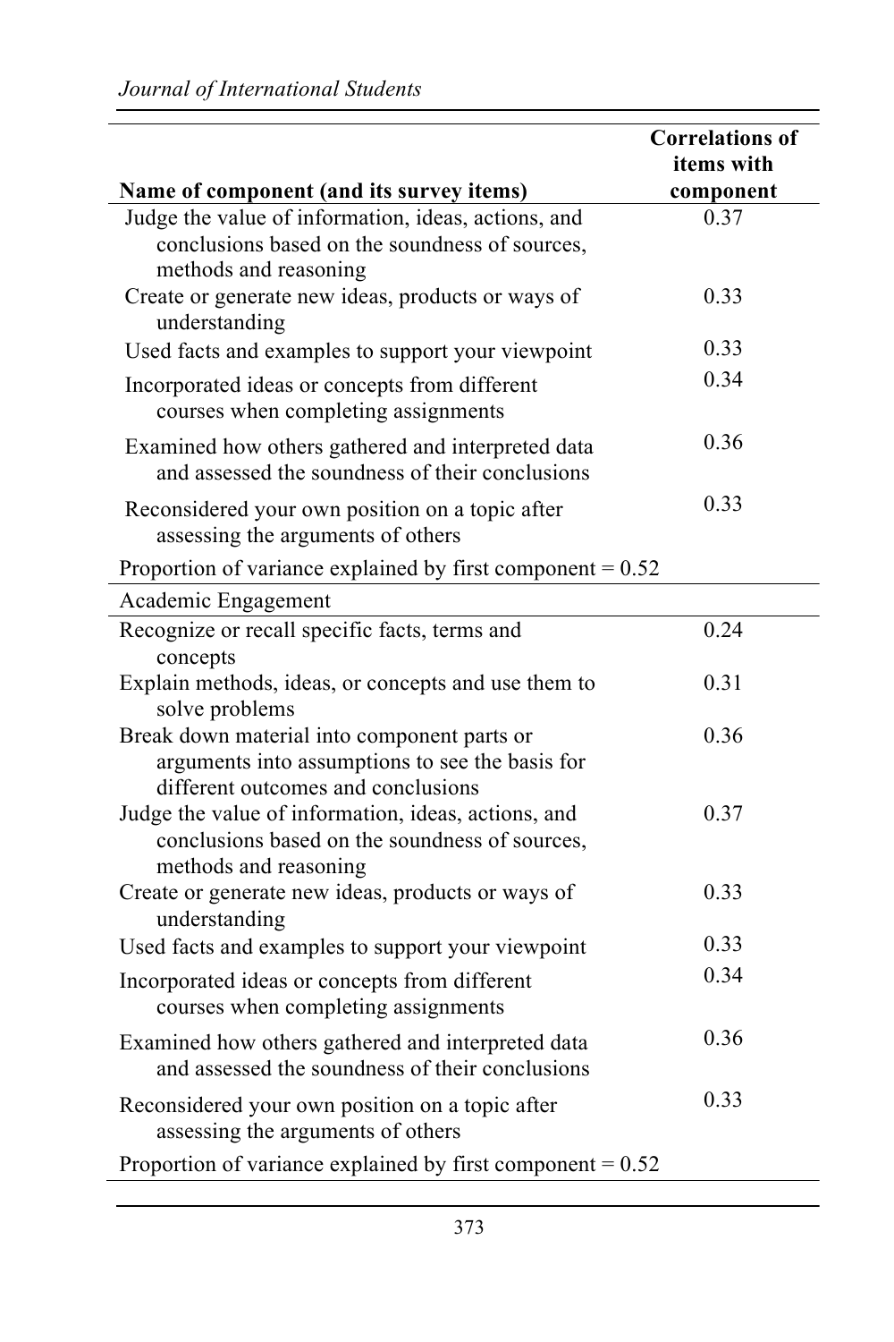| Name of component (and its survey items) | Correlations of items with component |
|---|---|
| Judge the value of information, ideas, actions, and conclusions based on the soundness of sources, methods and reasoning | 0.37 |
| Create or generate new ideas, products or ways of understanding | 0.33 |
| Used facts and examples to support your viewpoint | 0.33 |
| Incorporated ideas or concepts from different courses when completing assignments | 0.34 |
| Examined how others gathered and interpreted data and assessed the soundness of their conclusions | 0.36 |
| Reconsidered your own position on a topic after assessing the arguments of others | 0.33 |
| Proportion of variance explained by first component = 0.52 | |
| Academic Engagement | |
| Recognize or recall specific facts, terms and concepts | 0.24 |
| Explain methods, ideas, or concepts and use them to solve problems | 0.31 |
| Break down material into component parts or arguments into assumptions to see the basis for different outcomes and conclusions | 0.36 |
| Judge the value of information, ideas, actions, and conclusions based on the soundness of sources, methods and reasoning | 0.37 |
| Create or generate new ideas, products or ways of understanding | 0.33 |
| Used facts and examples to support your viewpoint | 0.33 |
| Incorporated ideas or concepts from different courses when completing assignments | 0.34 |
| Examined how others gathered and interpreted data and assessed the soundness of their conclusions | 0.36 |
| Reconsidered your own position on a topic after assessing the arguments of others | 0.33 |
| Proportion of variance explained by first component = 0.52 | |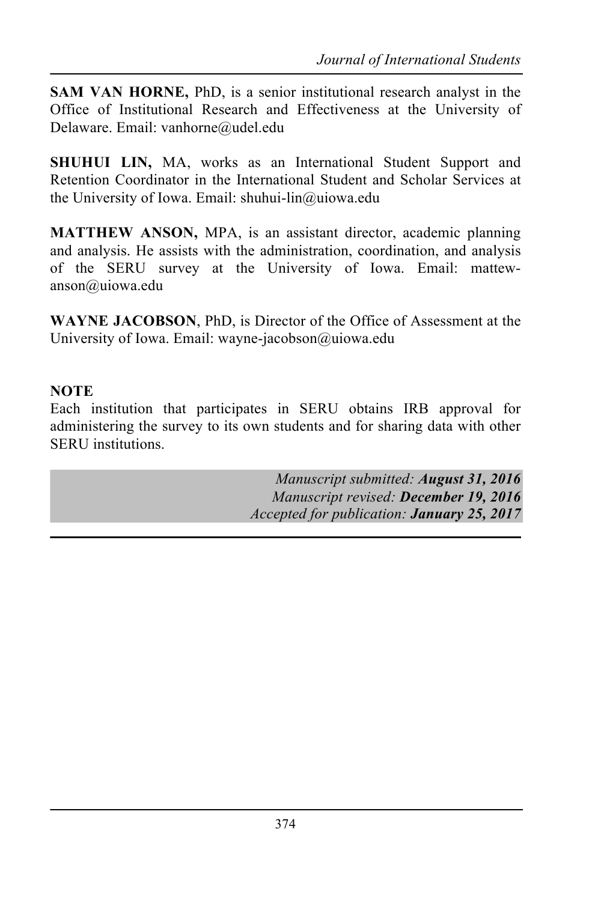**SAM VAN HORNE,** PhD, is a senior institutional research analyst in the Office of Institutional Research and Effectiveness at the University of Delaware. Email: vanhorne@udel.edu

**SHUHUI LIN,** MA, works as an International Student Support and Retention Coordinator in the International Student and Scholar Services at the University of Iowa. Email: shuhui-lin@uiowa.edu

**MATTHEW ANSON,** MPA, is an assistant director, academic planning and analysis. He assists with the administration, coordination, and analysis of the SERU survey at the University of Iowa. Email: mattew-anson@uiowa.edu

**WAYNE JACOBSON**, PhD, is Director of the Office of Assessment at the University of Iowa. Email: wayne-jacobson@uiowa.edu

**NOTE**

Each institution that participates in SERU obtains IRB approval for administering the survey to its own students and for sharing data with other SERU institutions.

*Manuscript submitted: **August 31, 2016***
*Manuscript revised: **December 19, 2016***
*Accepted for publication: **January 25, 2017***